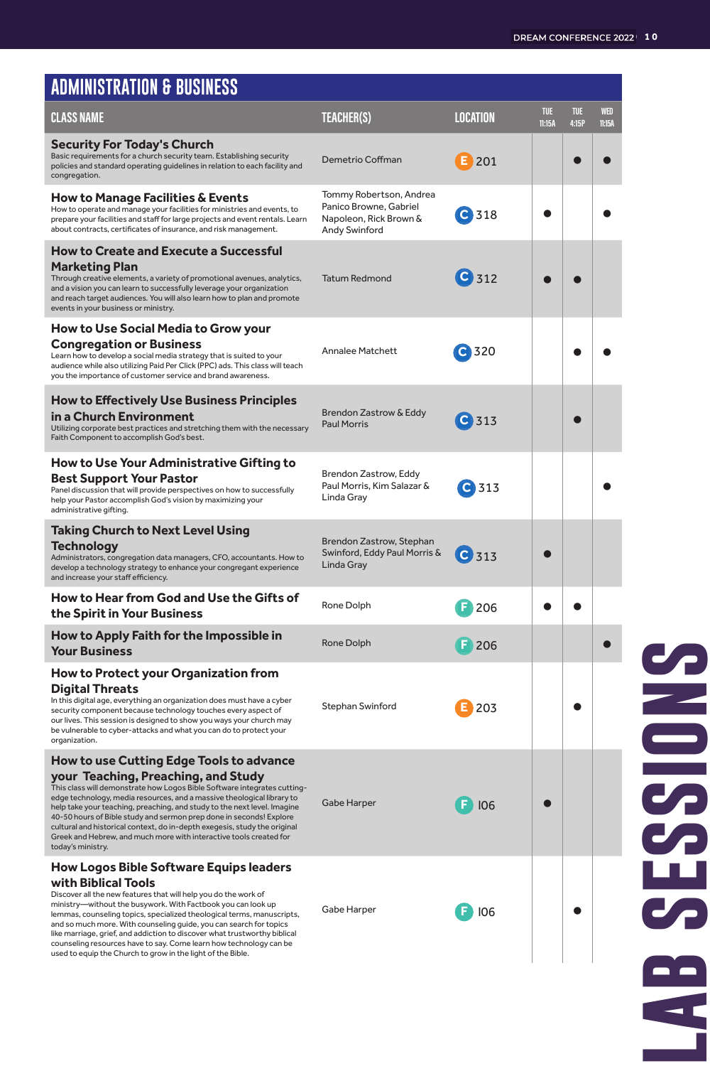# LAB SESSIONS

## ADMINISTRATION & BUSINESS

| CLASS NAME | TEACHER(S) | LOCATION | TUE 11:15A | TUE 4:15P | WED 11:15A |
|---|---|---|---|---|---|
| **Security For Today's Church**<br>Basic requirements for a church security team. Establishing security policies and standard operating guidelines in relation to each facility and congregation. | Demetrio Coffman | E 201 | | ● | ● |
| **How to Manage Facilities & Events**<br>How to operate and manage your facilities for ministries and events, to prepare your facilities and staff for large projects and event rentals. Learn about contracts, certificates of insurance, and risk management. | Tommy Robertson, Andrea Panico Browne, Gabriel Napoleon, Rick Brown & Andy Swinford | C 318 | ● | | ● |
| **How to Create and Execute a Successful Marketing Plan**<br>Through creative elements, a variety of promotional avenues, analytics, and a vision you can learn to successfully leverage your organization and reach target audiences. You will also learn how to plan and promote events in your business or ministry. | Tatum Redmond | C 312 | ● | ● | |
| **How to Use Social Media to Grow your Congregation or Business**<br>Learn how to develop a social media strategy that is suited to your audience while also utilizing Paid Per Click (PPC) ads. This class will teach you the importance of customer service and brand awareness. | Annalee Matchett | C 320 | | ● | ● |
| **How to Effectively Use Business Principles in a Church Environment**<br>Utilizing corporate best practices and stretching them with the necessary Faith Component to accomplish God's best. | Brendon Zastrow & Eddy Paul Morris | C 313 | | ● | |
| **How to Use Your Administrative Gifting to Best Support Your Pastor**<br>Panel discussion that will provide perspectives on how to successfully help your Pastor accomplish God's vision by maximizing your administrative gifting. | Brendon Zastrow, Eddy Paul Morris, Kim Salazar & Linda Gray | C 313 | | | ● |
| **Taking Church to Next Level Using Technology**<br>Administrators, congregation data managers, CFO, accountants. How to develop a technology strategy to enhance your congregant experience and increase your staff efficiency. | Brendon Zastrow, Stephan Swinford, Eddy Paul Morris & Linda Gray | C 313 | ● | | |
| **How to Hear from God and Use the Gifts of the Spirit in Your Business** | Rone Dolph | F 206 | ● | ● | |
| **How to Apply Faith for the Impossible in Your Business** | Rone Dolph | F 206 | | | ● |
| **How to Protect your Organization from Digital Threats**<br>In this digital age, everything an organization does must have a cyber security component because technology touches every aspect of our lives. This session is designed to show you ways your church may be vulnerable to cyber-attacks and what you can do to protect your organization. | Stephan Swinford | E 203 | | ● | |
| **How to use Cutting Edge Tools to advance your Teaching, Preaching, and Study**<br>This class will demonstrate how Logos Bible Software integrates cutting-edge technology, media resources, and a massive theological library to help take your teaching, preaching, and study to the next level. Imagine 40-50 hours of Bible study and sermon prep done in seconds! Explore cultural and historical context, do in-depth exegesis, study the original Greek and Hebrew, and much more with interactive tools created for today's ministry. | Gabe Harper | F 106 | ● | | |
| **How Logos Bible Software Equips leaders with Biblical Tools**<br>Discover all the new features that will help you do the work of ministry—without the busywork. With Factbook you can look up lemmas, counseling topics, specialized theological terms, manuscripts, and so much more. With counseling guide, you can search for topics like marriage, grief, and addiction to discover what trustworthy biblical counseling resources have to say. Come learn how technology can be used to equip the Church to grow in the light of the Bible. | Gabe Harper | F 106 | | ● | |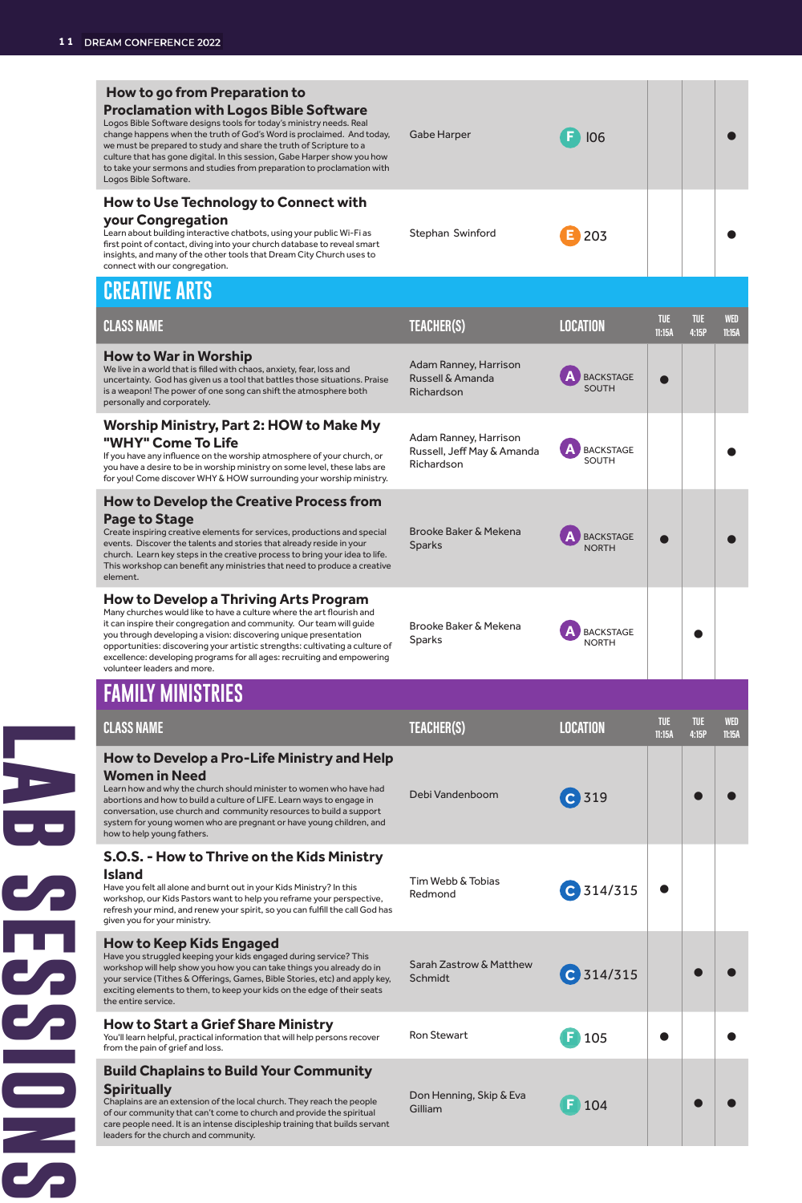| CLASS NAME | TEACHER(S) | LOCATION | TUE 11:15A | TUE 4:15P | WED 11:15A |
|---|---|---|---|---|---|
| **How to go from Preparation to Proclamation with Logos Bible Software**<br>Logos Bible Software designs tools for today's ministry needs. Real change happens when the truth of God's Word is proclaimed. And today, we must be prepared to study and share the truth of Scripture to a culture that has gone digital. In this session, Gabe Harper show you how to take your sermons and studies from preparation to proclamation with Logos Bible Software. | Gabe Harper | F 106 | | | ● |
| **How to Use Technology to Connect with your Congregation**<br>Learn about building interactive chatbots, using your public Wi-Fi as first point of contact, diving into your church database to reveal smart insights, and many of the other tools that Dream City Church uses to connect with our congregation. | Stephan Swinford | E 203 | | | ● |

## CREATIVE ARTS

| CLASS NAME | TEACHER(S) | LOCATION | TUE 11:15A | TUE 4:15P | WED 11:15A |
|---|---|---|---|---|---|
| **How to War in Worship**<br>We live in a world that is filled with chaos, anxiety, fear, loss and uncertainty. God has given us a tool that battles those situations. Praise is a weapon! The power of one song can shift the atmosphere both personally and corporately. | Adam Ranney, Harrison Russell & Amanda Richardson | A BACKSTAGE SOUTH | ● | | |
| **Worship Ministry, Part 2: HOW to Make My "WHY" Come To Life**<br>If you have any influence on the worship atmosphere of your church, or you have a desire to be in worship ministry on some level, these labs are for you! Come discover WHY & HOW surrounding your worship ministry. | Adam Ranney, Harrison Russell, Jeff May & Amanda Richardson | A BACKSTAGE SOUTH | | | ● |
| **How to Develop the Creative Process from Page to Stage**<br>Create inspiring creative elements for services, productions and special events. Discover the talents and stories that already reside in your church. Learn key steps in the creative process to bring your idea to life. This workshop can benefit any ministries that need to produce a creative element. | Brooke Baker & Mekena Sparks | A BACKSTAGE NORTH | ● | | ● |
| **How to Develop a Thriving Arts Program**<br>Many churches would like to have a culture where the art flourish and it can inspire their congregation and community. Our team will guide you through developing a vision: discovering unique presentation opportunities: discovering your artistic strengths: cultivating a culture of excellence: developing programs for all ages: recruiting and empowering volunteer leaders and more. | Brooke Baker & Mekena Sparks | A BACKSTAGE NORTH | | ● | |

## FAMILY MINISTRIES

| CLASS NAME | TEACHER(S) | LOCATION | TUE 11:15A | TUE 4:15P | WED 11:15A |
|---|---|---|---|---|---|
| **How to Develop a Pro-Life Ministry and Help Women in Need**<br>Learn how and why the church should minister to women who have had abortions and how to build a culture of LIFE. Learn ways to engage in conversation, use church and community resources to build a support system for young women who are pregnant or have young children, and how to help young fathers. | Debi Vandenboom | C 319 | | ● | ● |
| **S.O.S. - How to Thrive on the Kids Ministry Island**<br>Have you felt all alone and burnt out in your Kids Ministry? In this workshop, our Kids Pastors want to help you reframe your perspective, refresh your mind, and renew your spirit, so you can fulfill the call God has given you for your ministry. | Tim Webb & Tobias Redmond | C 314/315 | ● | | |
| **How to Keep Kids Engaged**<br>Have you struggled keeping your kids engaged during service? This workshop will help show you how you can take things you already do in your service (Tithes & Offerings, Games, Bible Stories, etc) and apply key, exciting elements to them, to keep your kids on the edge of their seats the entire service. | Sarah Zastrow & Matthew Schmidt | C 314/315 | | ● | ● |
| **How to Start a Grief Share Ministry**<br>You'll learn helpful, practical information that will help persons recover from the pain of grief and loss. | Ron Stewart | F 105 | ● | | ● |
| **Build Chaplains to Build Your Community Spiritually**<br>Chaplains are an extension of the local church. They reach the people of our community that can't come to church and provide the spiritual care people need. It is an intense discipleship training that builds servant leaders for the church and community. | Don Henning, Skip & Eva Gilliam | F 104 | | ● | ● |

LAB SESSIONS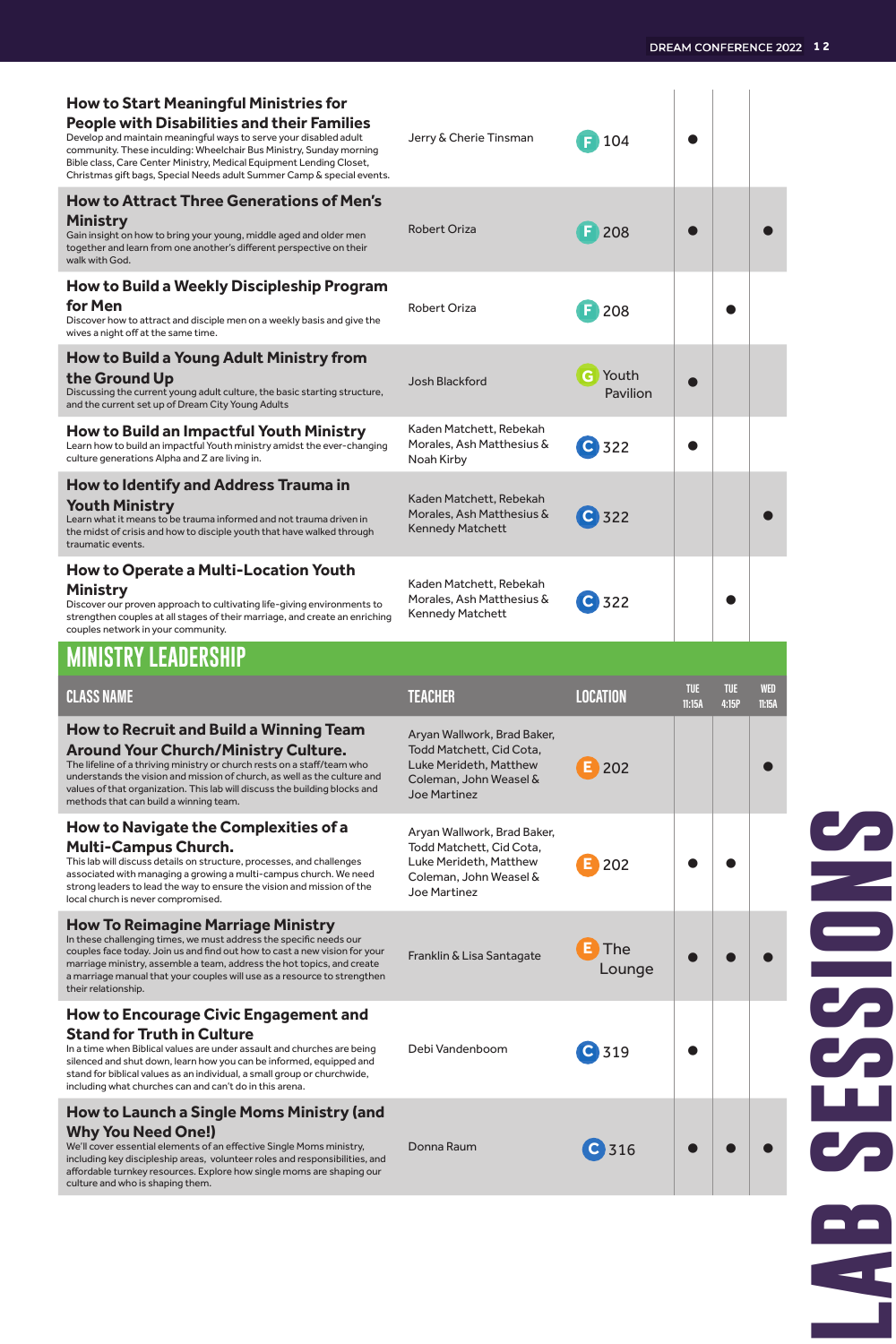| | | | | | |
|---|---|---|---|---|---|
| **How to Start Meaningful Ministries for People with Disabilities and their Families**<br>Develop and maintain meaningful ways to serve your disabled adult community. These inculding: Wheelchair Bus Ministry, Sunday morning Bible class, Care Center Ministry, Medical Equipment Lending Closet, Christmas gift bags, Special Needs adult Summer Camp & special events. | Jerry & Cherie Tinsman | F 104 | ● | | |
| **How to Attract Three Generations of Men's Ministry**<br>Gain insight on how to bring your young, middle aged and older men together and learn from one another's different perspective on their walk with God. | Robert Oriza | F 208 | ● | | ● |
| **How to Build a Weekly Discipleship Program for Men**<br>Discover how to attract and disciple men on a weekly basis and give the wives a night off at the same time. | Robert Oriza | F 208 | | ● | |
| **How to Build a Young Adult Ministry from the Ground Up**<br>Discussing the current young adult culture, the basic starting structure, and the current set up of Dream City Young Adults | Josh Blackford | G Youth Pavilion | ● | | |
| **How to Build an Impactful Youth Ministry**<br>Learn how to build an impactful Youth ministry amidst the ever-changing culture generations Alpha and Z are living in. | Kaden Matchett, Rebekah Morales, Ash Matthesius & Noah Kirby | C 322 | ● | | |
| **How to Identify and Address Trauma in Youth Ministry**<br>Learn what it means to be trauma informed and not trauma driven in the midst of crisis and how to disciple youth that have walked through traumatic events. | Kaden Matchett, Rebekah Morales, Ash Matthesius & Kennedy Matchett | C 322 | | | ● |
| **How to Operate a Multi-Location Youth Ministry**<br>Discover our proven approach to cultivating life-giving environments to strengthen couples at all stages of their marriage, and create an enriching couples network in your community. | Kaden Matchett, Rebekah Morales, Ash Matthesius & Kennedy Matchett | C 322 | | ● | |

## MINISTRY LEADERSHIP

| CLASS NAME | TEACHER | LOCATION | TUE 11:15A | TUE 4:15P | WED 11:15A |
|---|---|---|---|---|---|
| **How to Recruit and Build a Winning Team Around Your Church/Ministry Culture.**<br>The lifeline of a thriving ministry or church rests on a staff/team who understands the vision and mission of church, as well as the culture and values of that organization. This lab will discuss the building blocks and methods that can build a winning team. | Aryan Wallwork, Brad Baker, Todd Matchett, Cid Cota, Luke Merideth, Matthew Coleman, John Weasel & Joe Martinez | E 202 | | | ● |
| **How to Navigate the Complexities of a Multi-Campus Church.**<br>This lab will discuss details on structure, processes, and challenges associated with managing a growing a multi-campus church. We need strong leaders to lead the way to ensure the vision and mission of the local church is never compromised. | Aryan Wallwork, Brad Baker, Todd Matchett, Cid Cota, Luke Merideth, Matthew Coleman, John Weasel & Joe Martinez | E 202 | ● | ● | |
| **How To Reimagine Marriage Ministry**<br>In these challenging times, we must address the specific needs our couples face today. Join us and find out how to cast a new vision for your marriage ministry, assemble a team, address the hot topics, and create a marriage manual that your couples will use as a resource to strengthen their relationship. | Franklin & Lisa Santagate | E The Lounge | ● | ● | ● |
| **How to Encourage Civic Engagement and Stand for Truth in Culture**<br>In a time when Biblical values are under assault and churches are being silenced and shut down, learn how you can be informed, equipped and stand for biblical values as an individual, a small group or churchwide, including what churches can and can't do in this arena. | Debi Vandenboom | C 319 | ● | | |
| **How to Launch a Single Moms Ministry (and Why You Need One!)**<br>We'll cover essential elements of an effective Single Moms ministry, including key discipleship areas, volunteer roles and responsibilities, and affordable turnkey resources. Explore how single moms are shaping our culture and who is shaping them. | Donna Raum | C 316 | ● | ● | ● |

LAB SESSIONS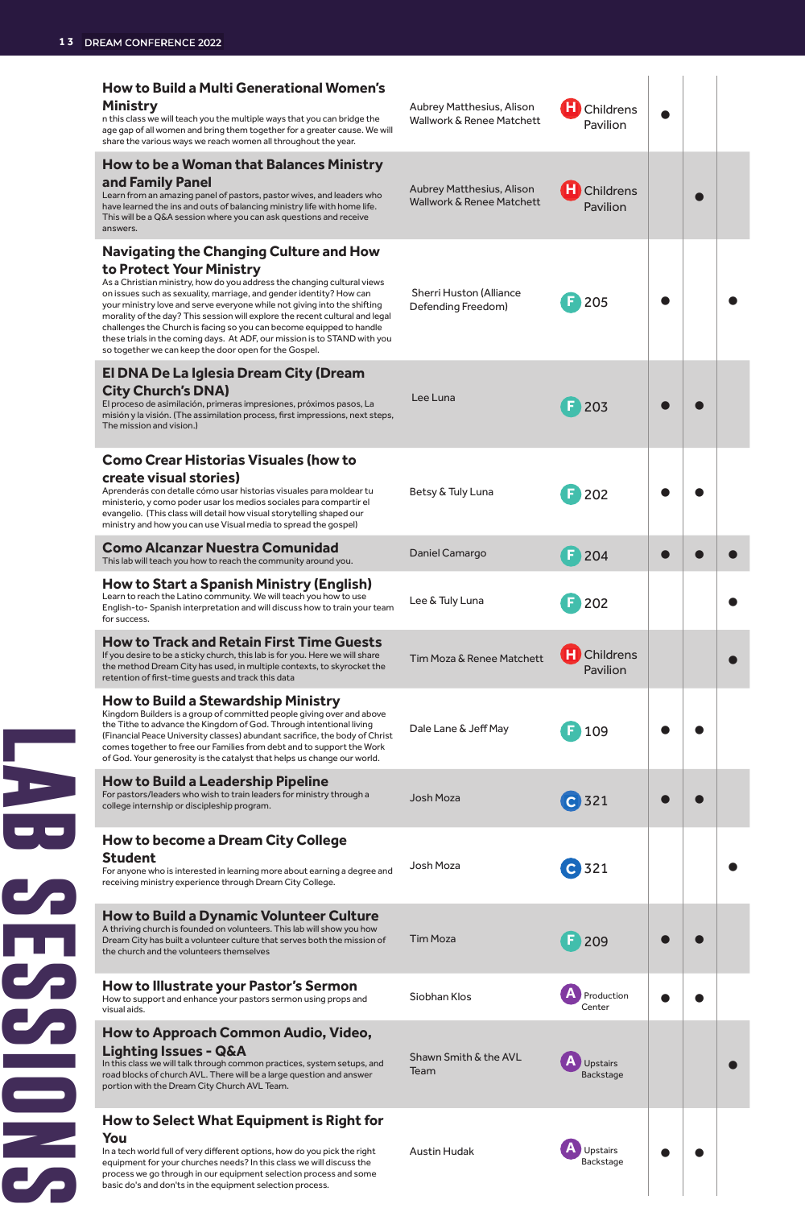# LAB SESSIONS

| Session | Speaker(s) | Location | | | |
|---|---|---|---|---|---|
| **How to Build a Multi Generational Women's Ministry**<br>n this class we will teach you the multiple ways that you can bridge the age gap of all women and bring them together for a greater cause. We will share the various ways we reach women all throughout the year. | Aubrey Matthesius, Alison Wallwork & Renee Matchett | H Childrens Pavilion | ● | | |
| **How to be a Woman that Balances Ministry and Family Panel**<br>Learn from an amazing panel of pastors, pastor wives, and leaders who have learned the ins and outs of balancing ministry life with home life. This will be a Q&A session where you can ask questions and receive answers. | Aubrey Matthesius, Alison Wallwork & Renee Matchett | H Childrens Pavilion | | ● | |
| **Navigating the Changing Culture and How to Protect Your Ministry**<br>As a Christian ministry, how do you address the changing cultural views on issues such as sexuality, marriage, and gender identity? How can your ministry love and serve everyone while not giving into the shifting morality of the day? This session will explore the recent cultural and legal challenges the Church is facing so you can become equipped to handle these trials in the coming days. At ADF, our mission is to STAND with you so together we can keep the door open for the Gospel. | Sherri Huston (Alliance Defending Freedom) | F 205 | ● | | ● |
| **El DNA De La Iglesia Dream City (Dream City Church's DNA)**<br>El proceso de asimilación, primeras impresiones, próximos pasos, La misión y la visión. (The assimilation process, first impressions, next steps, The mission and vision.) | Lee Luna | F 203 | ● | ● | |
| **Como Crear Historias Visuales (how to create visual stories)**<br>Aprenderás con detalle cómo usar historias visuales para moldear tu ministerio, y como poder usar los medios sociales para compartir el evangelio. (This class will detail how visual storytelling shaped our ministry and how you can use Visual media to spread the gospel) | Betsy & Tuly Luna | F 202 | ● | ● | |
| **Como Alcanzar Nuestra Comunidad**<br>This lab will teach you how to reach the community around you. | Daniel Camargo | F 204 | ● | ● | ● |
| **How to Start a Spanish Ministry (English)**<br>Learn to reach the Latino community. We will teach you how to use English-to- Spanish interpretation and will discuss how to train your team for success. | Lee & Tuly Luna | F 202 | | | ● |
| **How to Track and Retain First Time Guests**<br>If you desire to be a sticky church, this lab is for you. Here we will share the method Dream City has used, in multiple contexts, to skyrocket the retention of first-time guests and track this data | Tim Moza & Renee Matchett | H Childrens Pavilion | | | ● |
| **How to Build a Stewardship Ministry**<br>Kingdom Builders is a group of committed people giving over and above the Tithe to advance the Kingdom of God. Through intentional living (Financial Peace University classes) abundant sacrifice, the body of Christ comes together to free our Families from debt and to support the Work of God. Your generosity is the catalyst that helps us change our world. | Dale Lane & Jeff May | F 109 | ● | ● | |
| **How to Build a Leadership Pipeline**<br>For pastors/leaders who wish to train leaders for ministry through a college internship or discipleship program. | Josh Moza | C 321 | ● | ● | |
| **How to become a Dream City College Student**<br>For anyone who is interested in learning more about earning a degree and receiving ministry experience through Dream City College. | Josh Moza | C 321 | | | ● |
| **How to Build a Dynamic Volunteer Culture**<br>A thriving church is founded on volunteers. This lab will show you how Dream City has built a volunteer culture that serves both the mission of the church and the volunteers themselves | Tim Moza | F 209 | ● | ● | |
| **How to Illustrate your Pastor's Sermon**<br>How to support and enhance your pastors sermon using props and visual aids. | Siobhan Klos | A Production Center | ● | ● | |
| **How to Approach Common Audio, Video, Lighting Issues - Q&A**<br>In this class we will talk through common practices, system setups, and road blocks of church AVL. There will be a large question and answer portion with the Dream City Church AVL Team. | Shawn Smith & the AVL Team | A Upstairs Backstage | | | ● |
| **How to Select What Equipment is Right for You**<br>In a tech world full of very different options, how do you pick the right equipment for your churches needs? In this class we will discuss the process we go through in our equipment selection process and some basic do's and don'ts in the equipment selection process. | Austin Hudak | A Upstairs Backstage | ● | ● | |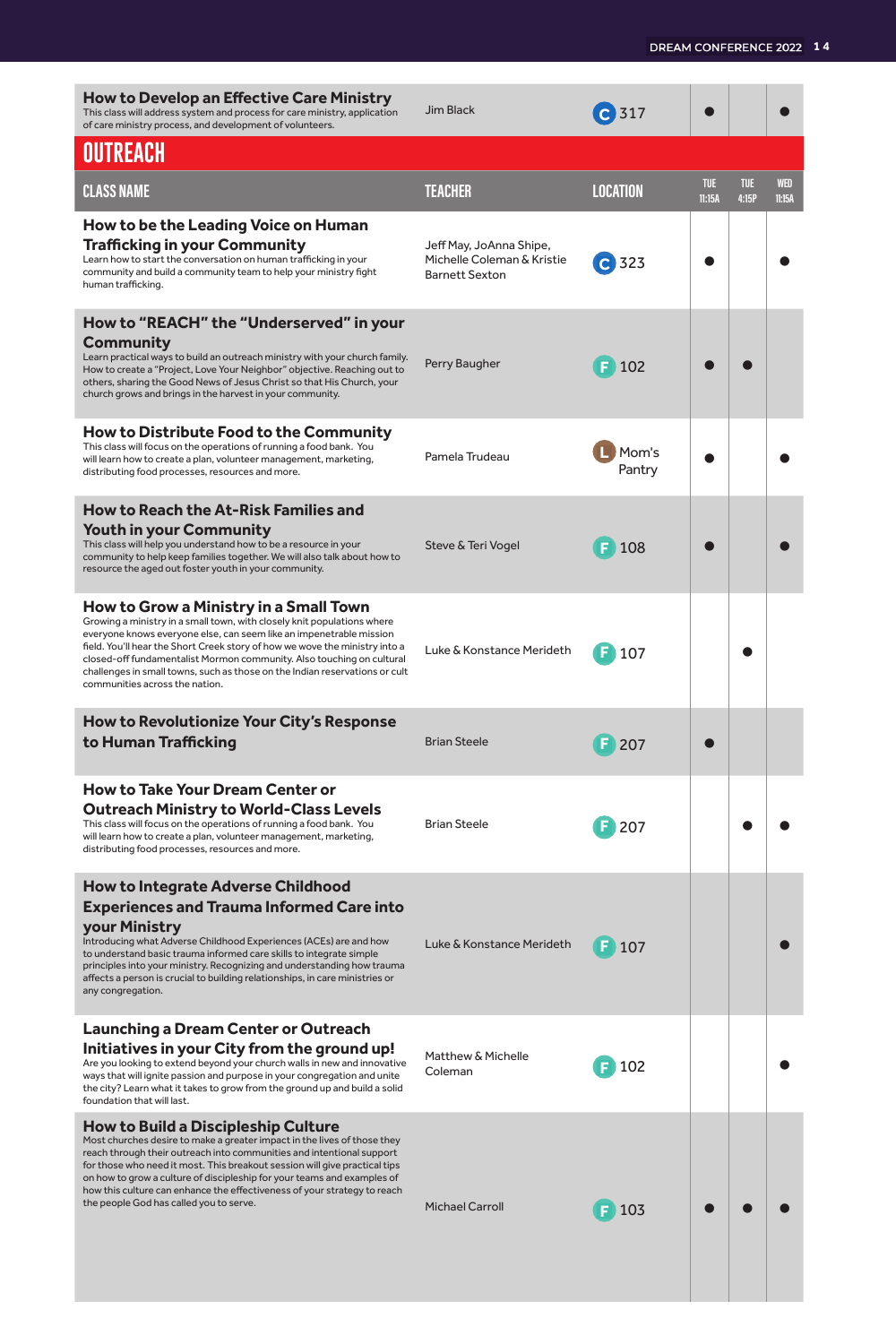| How to Develop an Effective Care Ministry<br>This class will address system and process for care ministry, application of care ministry process, and development of volunteers. | Jim Black | C 317 | ● | | ● |
|---|---|---|---|---|---|

## OUTREACH

| CLASS NAME | TEACHER | LOCATION | TUE 11:15A | TUE 4:15P | WED 11:15A |
|---|---|---|---|---|---|
| **How to be the Leading Voice on Human Trafficking in your Community**<br>Learn how to start the conversation on human trafficking in your community and build a community team to help your ministry fight human trafficking. | Jeff May, JoAnna Shipe, Michelle Coleman & Kristie Barnett Sexton | C 323 | ● | | ● |
| **How to "REACH" the "Underserved" in your Community**<br>Learn practical ways to build an outreach ministry with your church family. How to create a "Project, Love Your Neighbor" objective. Reaching out to others, sharing the Good News of Jesus Christ so that His Church, your church grows and brings in the harvest in your community. | Perry Baugher | F 102 | ● | ● | |
| **How to Distribute Food to the Community**<br>This class will focus on the operations of running a food bank. You will learn how to create a plan, volunteer management, marketing, distributing food processes, resources and more. | Pamela Trudeau | L Mom's Pantry | ● | | ● |
| **How to Reach the At-Risk Families and Youth in your Community**<br>This class will help you understand how to be a resource in your community to help keep families together. We will also talk about how to resource the aged out foster youth in your community. | Steve & Teri Vogel | F 108 | ● | | ● |
| **How to Grow a Ministry in a Small Town**<br>Growing a ministry in a small town, with closely knit populations where everyone knows everyone else, can seem like an impenetrable mission field. You'll hear the Short Creek story of how we wove the ministry into a closed-off fundamentalist Mormon community. Also touching on cultural challenges in small towns, such as those on the Indian reservations or cult communities across the nation. | Luke & Konstance Merideth | F 107 | | ● | |
| **How to Revolutionize Your City's Response to Human Trafficking** | Brian Steele | F 207 | ● | | |
| **How to Take Your Dream Center or Outreach Ministry to World-Class Levels**<br>This class will focus on the operations of running a food bank. You will learn how to create a plan, volunteer management, marketing, distributing food processes, resources and more. | Brian Steele | F 207 | | ● | ● |
| **How to Integrate Adverse Childhood Experiences and Trauma Informed Care into your Ministry**<br>Introducing what Adverse Childhood Experiences (ACEs) are and how to understand basic trauma informed care skills to integrate simple principles into your ministry. Recognizing and understanding how trauma affects a person is crucial to building relationships, in care ministries or any congregation. | Luke & Konstance Merideth | F 107 | | | ● |
| **Launching a Dream Center or Outreach Initiatives in your City from the ground up!**<br>Are you looking to extend beyond your church walls in new and innovative ways that will ignite passion and purpose in your congregation and unite the city? Learn what it takes to grow from the ground up and build a solid foundation that will last. | Matthew & Michelle Coleman | F 102 | | | ● |
| **How to Build a Discipleship Culture**<br>Most churches desire to make a greater impact in the lives of those they reach through their outreach into communities and intentional support for those who need it most. This breakout session will give practical tips on how to grow a culture of discipleship for your teams and examples of how this culture can enhance the effectiveness of your strategy to reach the people God has called you to serve. | Michael Carroll | F 103 | ● | ● | ● |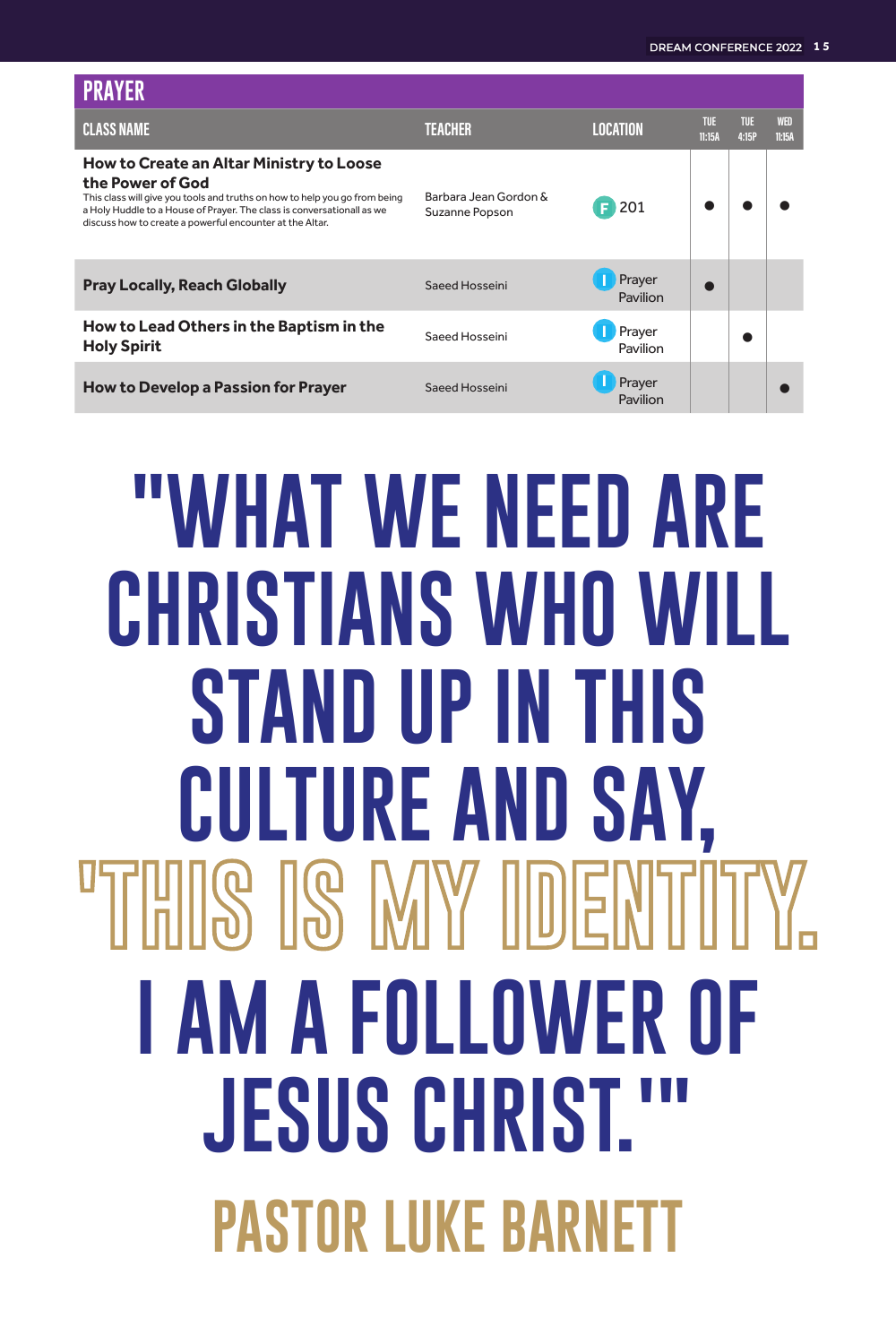## PRAYER

| CLASS NAME | TEACHER | LOCATION | TUE 11:15A | TUE 4:15P | WED 11:15A |
|---|---|---|---|---|---|
| **How to Create an Altar Ministry to Loose the Power of God** This class will give you tools and truths on how to help you go from being a Holy Huddle to a House of Prayer. The class is conversationall as we discuss how to create a powerful encounter at the Altar. | Barbara Jean Gordon & Suzanne Popson | F 201 | ● | ● | ● |
| **Pray Locally, Reach Globally** | Saeed Hosseini | I Prayer Pavilion | ● | | |
| **How to Lead Others in the Baptism in the Holy Spirit** | Saeed Hosseini | I Prayer Pavilion | | ● | |
| **How to Develop a Passion for Prayer** | Saeed Hosseini | I Prayer Pavilion | | | ● |

# "WHAT WE NEED ARE CHRISTIANS WHO WILL STAND UP IN THIS CULTURE AND SAY, 'THIS IS MY IDENTITY. I AM A FOLLOWER OF JESUS CHRIST.'"

## PASTOR LUKE BARNETT